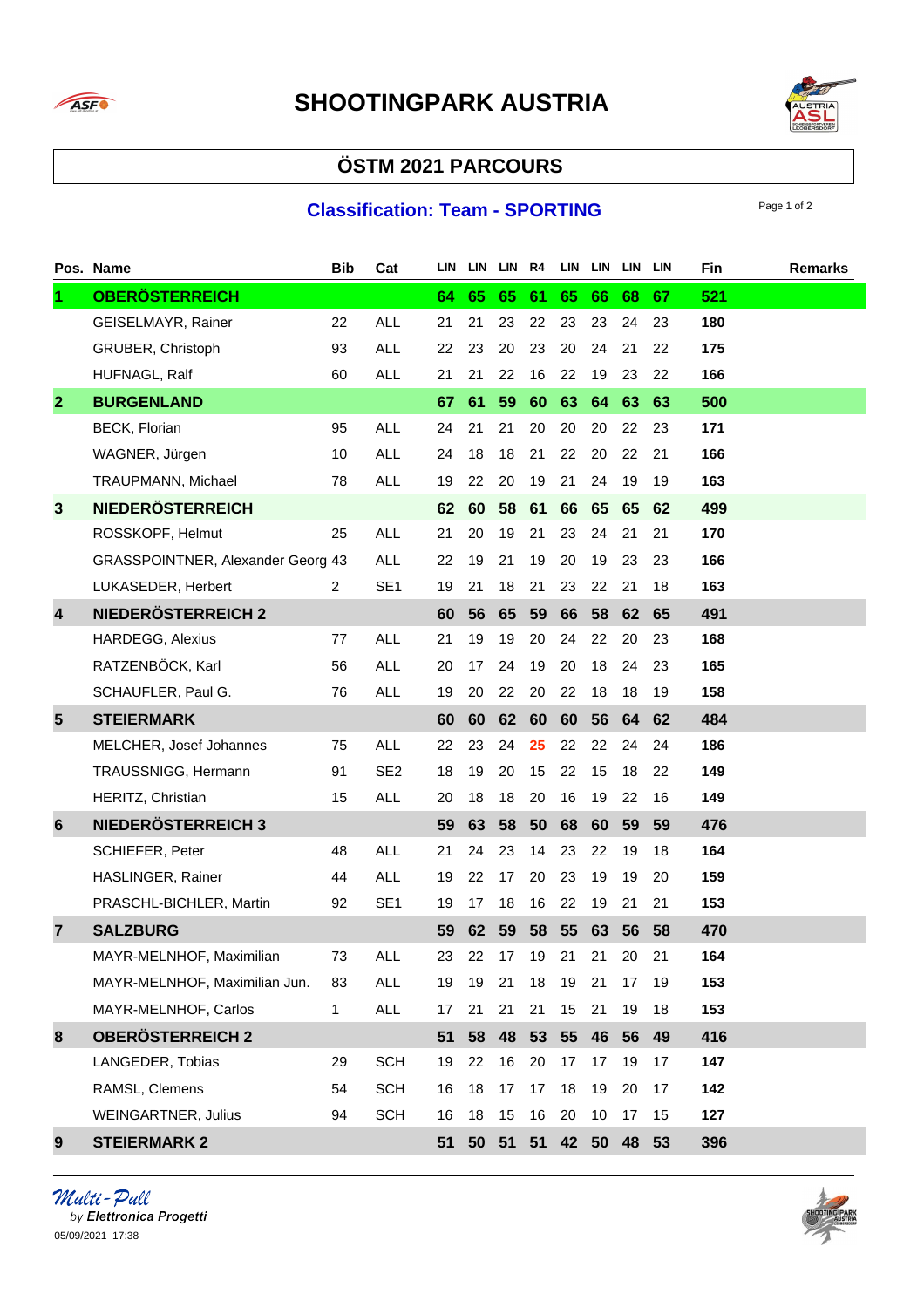# SHOOTINGPARK AUSTRIA

## ÖSTM 2021 PARCOURS

### Classification: Team - SPORTING

| Pos. | Name | Bib | Cat | LIN | LIN | LIN | R4 | LIN | LIN | LIN | LIN | Fin | Remarks |
|---|---|---|---|---|---|---|---|---|---|---|---|---|---|
| **1** | **OBERÖSTERREICH** | | | **64** | **65** | **65** | **61** | **65** | **66** | **68** | **67** | **521** | |
| | GEISELMAYR, Rainer | 22 | ALL | 21 | 21 | 23 | 22 | 23 | 23 | 24 | 23 | **180** | |
| | GRUBER, Christoph | 93 | ALL | 22 | 23 | 20 | 23 | 20 | 24 | 21 | 22 | **175** | |
| | HUFNAGL, Ralf | 60 | ALL | 21 | 21 | 22 | 16 | 22 | 19 | 23 | 22 | **166** | |
| **2** | **BURGENLAND** | | | **67** | **61** | **59** | **60** | **63** | **64** | **63** | **63** | **500** | |
| | BECK, Florian | 95 | ALL | 24 | 21 | 21 | 20 | 20 | 20 | 22 | 23 | **171** | |
| | WAGNER, Jürgen | 10 | ALL | 24 | 18 | 18 | 21 | 22 | 20 | 22 | 21 | **166** | |
| | TRAUPMANN, Michael | 78 | ALL | 19 | 22 | 20 | 19 | 21 | 24 | 19 | 19 | **163** | |
| **3** | **NIEDERÖSTERREICH** | | | **62** | **60** | **58** | **61** | **66** | **65** | **65** | **62** | **499** | |
| | ROSSKOPF, Helmut | 25 | ALL | 21 | 20 | 19 | 21 | 23 | 24 | 21 | 21 | **170** | |
| | GRASSPOINTNER, Alexander Georg | 43 | ALL | 22 | 19 | 21 | 19 | 20 | 19 | 23 | 23 | **166** | |
| | LUKASEDER, Herbert | 2 | SE1 | 19 | 21 | 18 | 21 | 23 | 22 | 21 | 18 | **163** | |
| **4** | **NIEDERÖSTERREICH 2** | | | **60** | **56** | **65** | **59** | **66** | **58** | **62** | **65** | **491** | |
| | HARDEGG, Alexius | 77 | ALL | 21 | 19 | 19 | 20 | 24 | 22 | 20 | 23 | **168** | |
| | RATZENBÖCK, Karl | 56 | ALL | 20 | 17 | 24 | 19 | 20 | 18 | 24 | 23 | **165** | |
| | SCHAUFLER, Paul G. | 76 | ALL | 19 | 20 | 22 | 20 | 22 | 18 | 18 | 19 | **158** | |
| **5** | **STEIERMARK** | | | **60** | **60** | **62** | **60** | **60** | **56** | **64** | **62** | **484** | |
| | MELCHER, Josef Johannes | 75 | ALL | 22 | 23 | 24 | **25** | 22 | 22 | 24 | 24 | **186** | |
| | TRAUSSNIGG, Hermann | 91 | SE2 | 18 | 19 | 20 | 15 | 22 | 15 | 18 | 22 | **149** | |
| | HERITZ, Christian | 15 | ALL | 20 | 18 | 18 | 20 | 16 | 19 | 22 | 16 | **149** | |
| **6** | **NIEDERÖSTERREICH 3** | | | **59** | **63** | **58** | **50** | **68** | **60** | **59** | **59** | **476** | |
| | SCHIEFER, Peter | 48 | ALL | 21 | 24 | 23 | 14 | 23 | 22 | 19 | 18 | **164** | |
| | HASLINGER, Rainer | 44 | ALL | 19 | 22 | 17 | 20 | 23 | 19 | 19 | 20 | **159** | |
| | PRASCHL-BICHLER, Martin | 92 | SE1 | 19 | 17 | 18 | 16 | 22 | 19 | 21 | 21 | **153** | |
| **7** | **SALZBURG** | | | **59** | **62** | **59** | **58** | **55** | **63** | **56** | **58** | **470** | |
| | MAYR-MELNHOF, Maximilian | 73 | ALL | 23 | 22 | 17 | 19 | 21 | 21 | 20 | 21 | **164** | |
| | MAYR-MELNHOF, Maximilian Jun. | 83 | ALL | 19 | 19 | 21 | 18 | 19 | 21 | 17 | 19 | **153** | |
| | MAYR-MELNHOF, Carlos | 1 | ALL | 17 | 21 | 21 | 21 | 15 | 21 | 19 | 18 | **153** | |
| **8** | **OBERÖSTERREICH 2** | | | **51** | **58** | **48** | **53** | **55** | **46** | **56** | **49** | **416** | |
| | LANGEDER, Tobias | 29 | SCH | 19 | 22 | 16 | 20 | 17 | 17 | 19 | 17 | **147** | |
| | RAMSL, Clemens | 54 | SCH | 16 | 18 | 17 | 17 | 18 | 19 | 20 | 17 | **142** | |
| | WEINGARTNER, Julius | 94 | SCH | 16 | 18 | 15 | 16 | 20 | 10 | 17 | 15 | **127** | |
| **9** | **STEIERMARK 2** | | | **51** | **50** | **51** | **51** | **42** | **50** | **48** | **53** | **396** | |

*Multi-Pull*
by ***Elettronica Progetti***
05/09/2021 17:38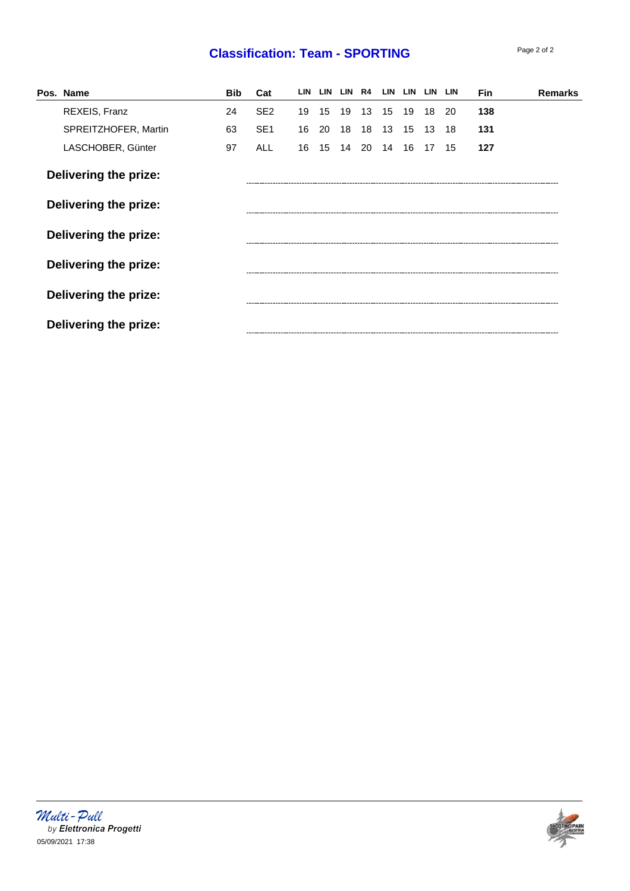## Classification: Team - SPORTING

| Pos. | Name | Bib | Cat | LIN | LIN | LIN | R4 | LIN | LIN | LIN | LIN | Fin | Remarks |
|---|---|---|---|---|---|---|---|---|---|---|---|---|---|
| | REXEIS, Franz | 24 | SE2 | 19 | 15 | 19 | 13 | 15 | 19 | 18 | 20 | **138** | |
| | SPREITZHOFER, Martin | 63 | SE1 | 16 | 20 | 18 | 18 | 13 | 15 | 13 | 18 | **131** | |
| | LASCHOBER, Günter | 97 | ALL | 16 | 15 | 14 | 20 | 14 | 16 | 17 | 15 | **127** | |

**Delivering the prize:** ..........................................................................................

**Delivering the prize:** ..........................................................................................

**Delivering the prize:** ..........................................................................................

**Delivering the prize:** ..........................................................................................

**Delivering the prize:** ..........................................................................................

**Delivering the prize:** ..........................................................................................

*Multi-Pull*
*by **Elettronica Progetti***
05/09/2021 17:38